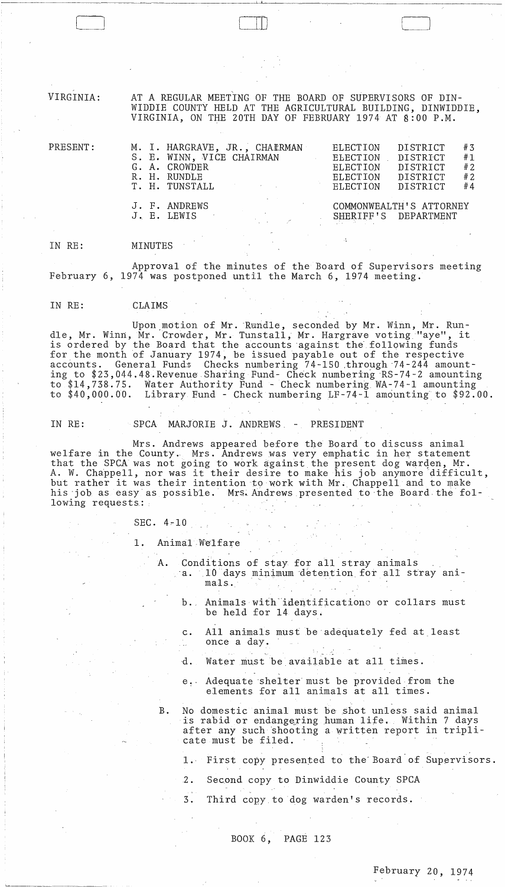VIRGINIA: AT A REGULAR MEETING OF THE BOARD OF SUPERVISORS OF DINWIDDIE COUNTY HELD AT THE AGRICULTURAL BUILDING, DINWIDDIE, VIRGINIA, ON THE 20TH DAY OF FEBRUARY 1974 AT 8:00 P.M.

| PRESENT: | | |
|---|---|---|
| | M. I. HARGRAVE, JR., CHAIRMAN | ELECTION DISTRICT #3 |
| | S. E. WINN, VICE CHAIRMAN | ELECTION DISTRICT #1 |
| | G. A. CROWDER | ELECTION DISTRICT #2 |
| | R. H. RUNDLE | ELECTION DISTRICT #2 |
| | T. H. TUNSTALL | ELECTION DISTRICT #4 |
| | J. F. ANDREWS | COMMONWEALTH'S ATTORNEY |
| | J. E. LEWIS | SHERIFF'S DEPARTMENT |

IN RE: MINUTES

Approval of the minutes of the Board of Supervisors meeting February 6, 1974 was postponed until the March 6, 1974 meeting.

IN RE: CLAIMS

Upon motion of Mr. Rundle, seconded by Mr. Winn, Mr. Rundle, Mr. Winn, Mr. Crowder, Mr. Tunstall, Mr. Hargrave voting "aye", it is ordered by the Board that the accounts against the following funds for the month of January 1974, be issued payable out of the respective accounts. General Fund: Checks numbering 74-150 through 74-244 amounting to $23,044.48. Revenue Sharing Fund- Check numbering RS-74-2 amounting to $14,738.75. Water Authority Fund - Check numbering WA-74-1 amounting to $40,000.00. Library Fund - Check numbering LF-74-1 amounting to $92.00.

IN RE: SPCA MARJORIE J. ANDREWS - PRESIDENT

Mrs. Andrews appeared before the Board to discuss animal welfare in the County. Mrs. Andrews was very emphatic in her statement that the SPCA was not going to work against the present dog warden, Mr. A. W. Chappell, nor was it their desire to make his job anymore difficult, but rather it was their intention to work with Mr. Chappell and to make his job as easy as possible. Mrs. Andrews presented to the Board the following requests:

SEC. 4-10

1. Animal Welfare

   A. Conditions of stay for all stray animals
      - a. 10 days minimum detention for all stray animals.
      - b. Animals with identifications or collars must be held for 14 days.
      - c. All animals must be adequately fed at least once a day.
      - d. Water must be available at all times.
      - e. Adequate shelter must be provided from the elements for all animals at all times.

   B. No domestic animal must be shot unless said animal is rabid or endangering human life. Within 7 days after any such shooting a written report in triplicate must be filed.

      1. First copy presented to the Board of Supervisors.
      2. Second copy to Dinwiddie County SPCA
      3. Third copy to dog warden's records.

BOOK 6, PAGE 123

February 20, 1974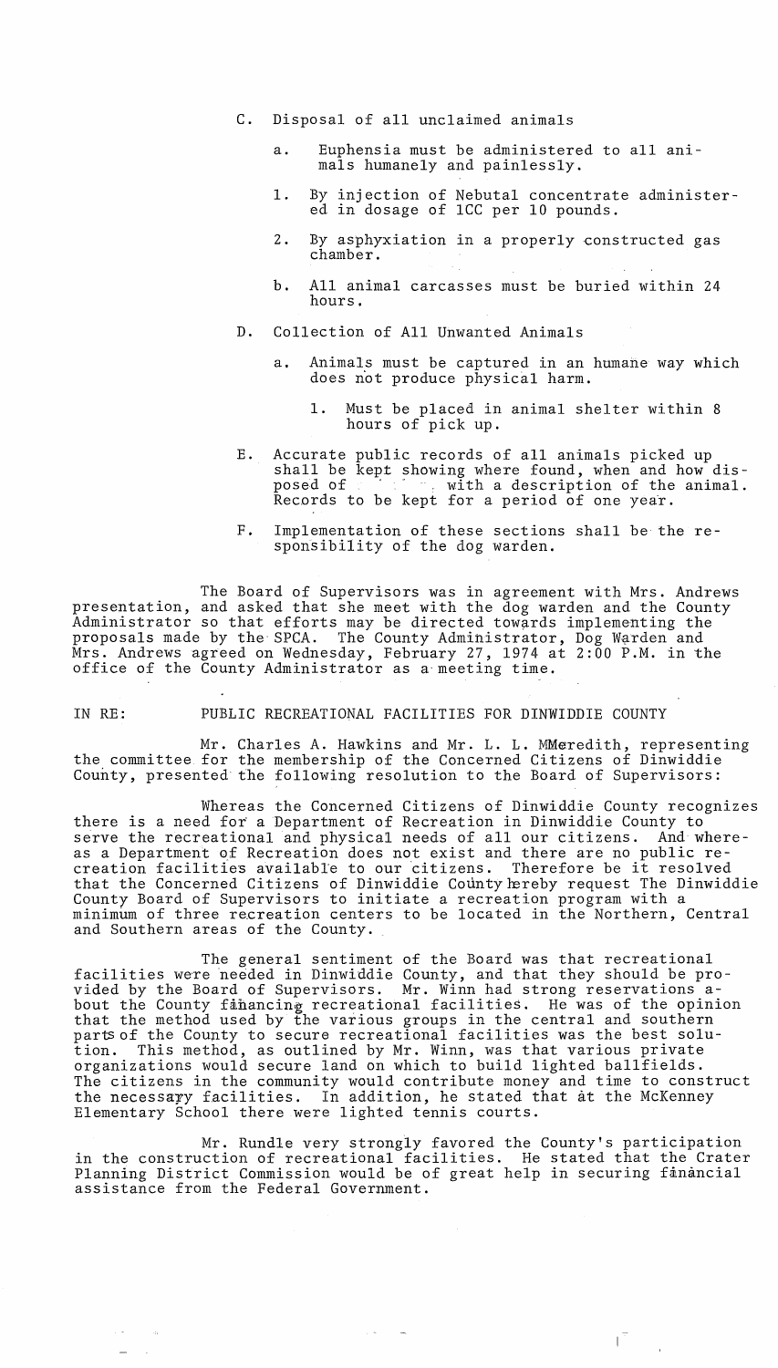C. Disposal of all unclaimed animals

   a. Euphensia must be administered to all animals humanely and painlessly.

   1. By injection of Nebutal concentrate administered in dosage of 1CC per 10 pounds.

   2. By asphyxiation in a properly constructed gas chamber.

   b. All animal carcasses must be buried within 24 hours.

D. Collection of All Unwanted Animals

   a. Animals must be captured in an humane way which does not produce physical harm.

      1. Must be placed in animal shelter within 8 hours of pick up.

E. Accurate public records of all animals picked up shall be kept showing where found, when and how disposed of with a description of the animal. Records to be kept for a period of one year.

F. Implementation of these sections shall be the responsibility of the dog warden.

The Board of Supervisors was in agreement with Mrs. Andrews presentation, and asked that she meet with the dog warden and the County Administrator so that efforts may be directed towards implementing the proposals made by the SPCA. The County Administrator, Dog Warden and Mrs. Andrews agreed on Wednesday, February 27, 1974 at 2:00 P.M. in the office of the County Administrator as a meeting time.

IN RE: PUBLIC RECREATIONAL FACILITIES FOR DINWIDDIE COUNTY

Mr. Charles A. Hawkins and Mr. L. L. Meredith, representing the committee for the membership of the Concerned Citizens of Dinwiddie County, presented the following resolution to the Board of Supervisors:

Whereas the Concerned Citizens of Dinwiddie County recognizes there is a need for a Department of Recreation in Dinwiddie County to serve the recreational and physical needs of all our citizens. And whereas a Department of Recreation does not exist and there are no public recreation facilities available to our citizens. Therefore be it resolved that the Concerned Citizens of Dinwiddie County hereby request The Dinwiddie County Board of Supervisors to initiate a recreation program with a minimum of three recreation centers to be located in the Northern, Central and Southern areas of the County.

The general sentiment of the Board was that recreational facilities were needed in Dinwiddie County, and that they should be provided by the Board of Supervisors. Mr. Winn had strong reservations about the County financing recreational facilities. He was of the opinion that the method used by the various groups in the central and southern parts of the County to secure recreational facilities was the best solution. This method, as outlined by Mr. Winn, was that various private organizations would secure land on which to build lighted ballfields. The citizens in the community would contribute money and time to construct the necessary facilities. In addition, he stated that at the McKenney Elementary School there were lighted tennis courts.

Mr. Rundle very strongly favored the County's participation in the construction of recreational facilities. He stated that the Crater Planning District Commission would be of great help in securing financial assistance from the Federal Government.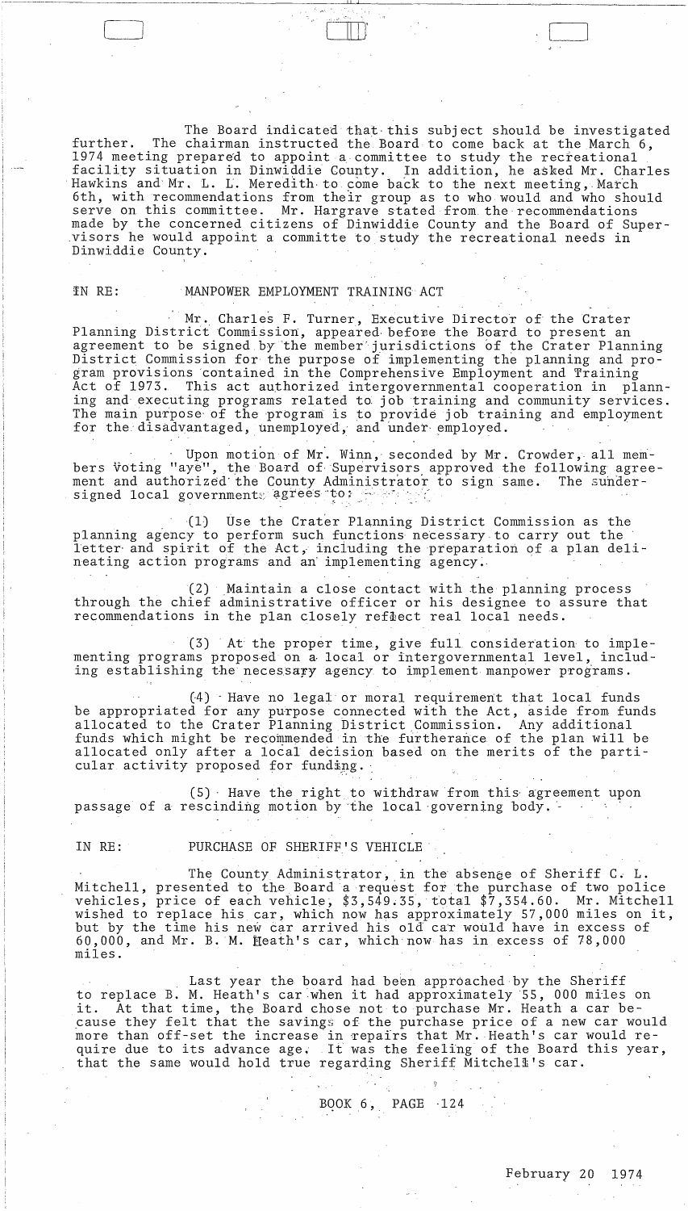The Board indicated that this subject should be investigated further. The chairman instructed the Board to come back at the March 6, 1974 meeting prepared to appoint a committee to study the recreational facility situation in Dinwiddie County. In addition, he asked Mr. Charles Hawkins and Mr. L. L. Meredith to come back to the next meeting, March 6th, with recommendations from their group as to who would and who should serve on this committee. Mr. Hargrave stated from the recommendations made by the concerned citizens of Dinwiddie County and the Board of Supervisors he would appoint a committe to study the recreational needs in Dinwiddie County.

IN RE: MANPOWER EMPLOYMENT TRAINING ACT

Mr. Charles F. Turner, Executive Director of the Crater Planning District Commission, appeared before the Board to present an agreement to be signed by the member jurisdictions of the Crater Planning District Commission for the purpose of implementing the planning and program provisions contained in the Comprehensive Employment and Training Act of 1973. This act authorized intergovernmental cooperation in planning and executing programs related to job training and community services. The main purpose of the program is to provide job training and employment for the disadvantaged, unemployed, and under employed.

Upon motion of Mr. Winn, seconded by Mr. Crowder, all members voting "aye", the Board of Supervisors approved the following agreement and authorized the County Administrator to sign same. The undersigned local governments agrees to:

(1) Use the Crater Planning District Commission as the planning agency to perform such functions necessary to carry out the letter and spirit of the Act, including the preparation of a plan delineating action programs and an implementing agency.

(2) Maintain a close contact with the planning process through the chief administrative officer or his designee to assure that recommendations in the plan closely reflect real local needs.

(3) At the proper time, give full consideration to implementing programs proposed on a local or intergovernmental level, including establishing the necessary agency to implement manpower programs.

(4) Have no legal or moral requirement that local funds be appropriated for any purpose connected with the Act, aside from funds allocated to the Crater Planning District Commission. Any additional funds which might be recommended in the furtherance of the plan will be allocated only after a local decision based on the merits of the particular activity proposed for funding.

(5) Have the right to withdraw from this agreement upon passage of a rescinding motion by the local governing body.

IN RE: PURCHASE OF SHERIFF'S VEHICLE

The County Administrator, in the absence of Sheriff C. L. Mitchell, presented to the Board a request for the purchase of two police vehicles, price of each vehicle, $3,549.35, total $7,354.60. Mr. Mitchell wished to replace his car, which now has approximately 57,000 miles on it, but by the time his new car arrived his old car would have in excess of 60,000, and Mr. B. M. Heath's car, which now has in excess of 78,000 miles.

Last year the board had been approached by the Sheriff to replace B. M. Heath's car when it had approximately 55, 000 miles on it. At that time, the Board chose not to purchase Mr. Heath a car because they felt that the savings of the purchase price of a new car would more than off-set the increase in repairs that Mr. Heath's car would require due to its advance age. It was the feeling of the Board this year, that the same would hold true regarding Sheriff Mitchell's car.

BOOK 6, PAGE 124

February 20 1974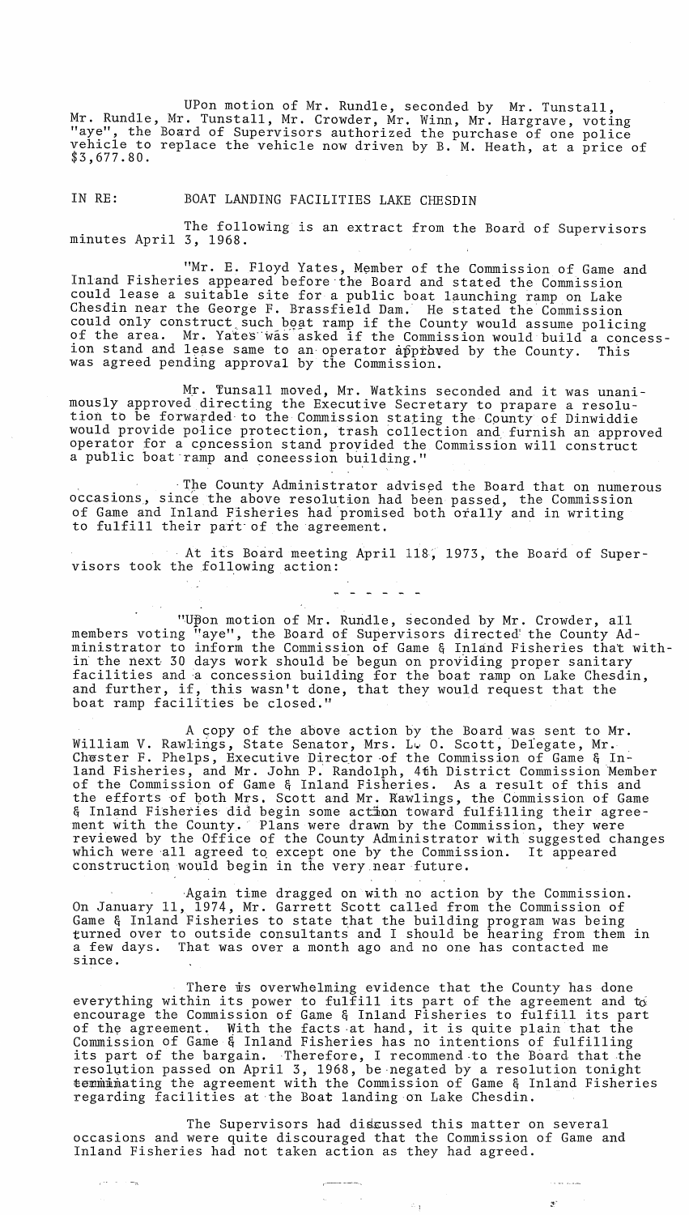UPon motion of Mr. Rundle, seconded by Mr. Tunstall, Mr. Rundle, Mr. Tunstall, Mr. Crowder, Mr. Winn, Mr. Hargrave, voting "aye", the Board of Supervisors authorized the purchase of one police vehicle to replace the vehicle now driven by B. M. Heath, at a price of $3,677.80.

IN RE: BOAT LANDING FACILITIES LAKE CHESDIN

The following is an extract from the Board of Supervisors minutes April 3, 1968.

"Mr. E. Floyd Yates, Member of the Commission of Game and Inland Fisheries appeared before the Board and stated the Commission could lease a suitable site for a public boat launching ramp on Lake Chesdin near the George F. Brassfield Dam. He stated the Commission could only construct such boat ramp if the County would assume policing of the area. Mr. Yates was asked if the Commission would build a concession stand and lease same to an operator approved by the County. This was agreed pending approval by the Commission.

Mr. Tunsall moved, Mr. Watkins seconded and it was unanimously approved directing the Executive Secretary to prapare a resolution to be forwarded to the Commission stating the County of Dinwiddie would provide police protection, trash collection and furnish an approved operator for a concession stand provided the Commission will construct a public boat ramp and coneession building."

The County Administrator advised the Board that on numerous occasions, since the above resolution had been passed, the Commission of Game and Inland Fisheries had promised both orally and in writing to fulfill their part of the agreement.

At its Board meeting April 118, 1973, the Board of Supervisors took the following action:

- - - - - -

"Upon motion of Mr. Rundle, seconded by Mr. Crowder, all members voting "aye", the Board of Supervisors directed the County Administrator to inform the Commission of Game & Inland Fisheries that within the next 30 days work should be begun on providing proper sanitary facilities and a concession building for the boat ramp on Lake Chesdin, and further, if, this wasn't done, that they would request that the boat ramp facilities be closed."

A copy of the above action by the Board was sent to Mr. William V. Rawlings, State Senator, Mrs. L. O. Scott, Delegate, Mr. Chester F. Phelps, Executive Director of the Commission of Game & Inland Fisheries, and Mr. John P. Randolph, 4th District Commission Member of the Commission of Game & Inland Fisheries. As a result of this and the efforts of both Mrs. Scott and Mr. Rawlings, the Commission of Game & Inland Fisheries did begin some action toward fulfilling their agreement with the County. Plans were drawn by the Commission, they were reviewed by the Office of the County Administrator with suggested changes which were all agreed to except one by the Commission. It appeared construction would begin in the very near future.

Again time dragged on with no action by the Commission. On January 11, 1974, Mr. Garrett Scott called from the Commission of Game & Inland Fisheries to state that the building program was being turned over to outside consultants and I should be hearing from them in a few days. That was over a month ago and no one has contacted me since.

There is overwhelming evidence that the County has done everything within its power to fulfill its part of the agreement and to encourage the Commission of Game & Inland Fisheries to fulfill its part of the agreement. With the facts at hand, it is quite plain that the Commission of Game & Inland Fisheries has no intentions of fulfilling its part of the bargain. Therefore, I recommend to the Board that the resolution passed on April 3, 1968, be negated by a resolution tonight terminating the agreement with the Commission of Game & Inland Fisheries regarding facilities at the Boat landing on Lake Chesdin.

The Supervisors had discussed this matter on several occasions and were quite discouraged that the Commission of Game and Inland Fisheries had not taken action as they had agreed.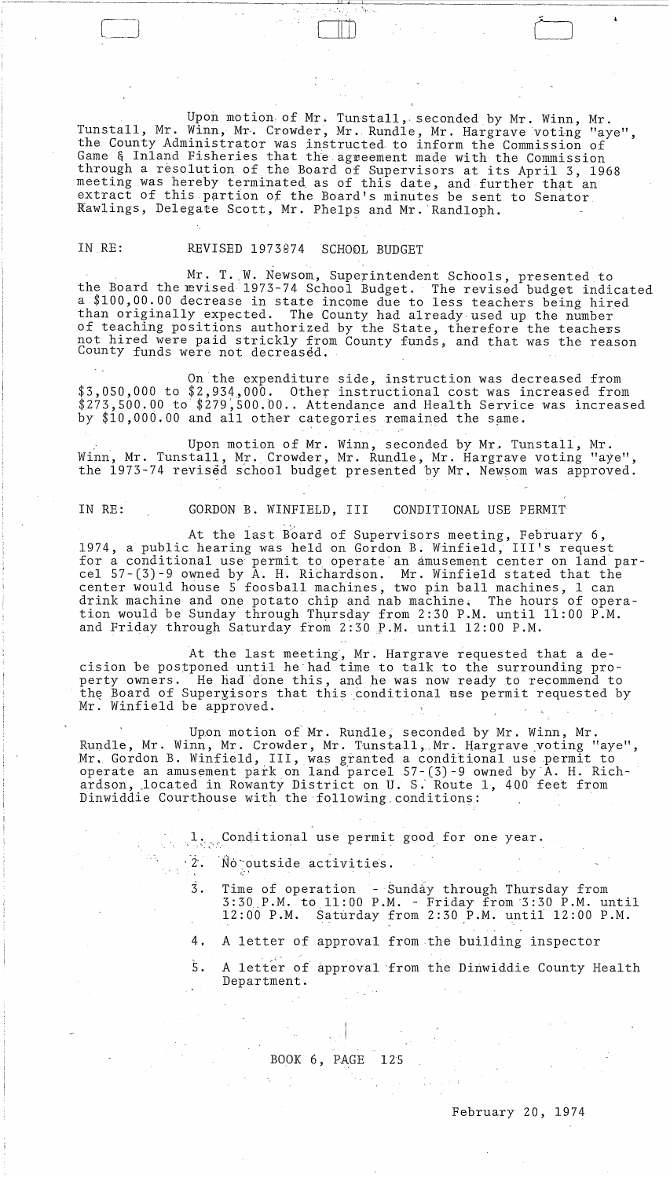Upon motion of Mr. Tunstall, seconded by Mr. Winn, Mr. Tunstall, Mr. Winn, Mr. Crowder, Mr. Rundle, Mr. Hargrave voting "aye", the County Administrator was instructed to inform the Commission of Game & Inland Fisheries that the agreement made with the Commission through a resolution of the Board of Supervisors at its April 3, 1968 meeting was hereby terminated as of this date, and further that an extract of this partion of the Board's minutes be sent to Senator Rawlings, Delegate Scott, Mr. Phelps and Mr. Randloph.

IN RE: REVISED 1973-74 SCHOOL BUDGET

Mr. T. W. Newsom, Superintendent Schools, presented to the Board the revised 1973-74 School Budget. The revised budget indicated a $100,00.00 decrease in state income due to less teachers being hired than originally expected. The County had already used up the number of teaching positions authorized by the State, therefore the teachers not hired were paid strickly from County funds, and that was the reason County funds were not decreased.

On the expenditure side, instruction was decreased from $3,050,000 to $2,934,000. Other instructional cost was increased from $273,500.00 to $279,500.00. Attendance and Health Service was increased by $10,000.00 and all other categories remained the same.

Upon motion of Mr. Winn, seconded by Mr. Tunstall, Mr. Winn, Mr. Tunstall, Mr. Crowder, Mr. Rundle, Mr. Hargrave voting "aye", the 1973-74 revised school budget presented by Mr. Newsom was approved.

IN RE: GORDON B. WINFIELD, III CONDITIONAL USE PERMIT

At the last Board of Supervisors meeting, February 6, 1974, a public hearing was held on Gordon B. Winfield, III's request for a conditional use permit to operate an amusement center on land parcel 57-(3)-9 owned by A. H. Richardson. Mr. Winfield stated that the center would house 5 foosball machines, two pin ball machines, 1 can drink machine and one potato chip and nab machine. The hours of operation would be Sunday through Thursday from 2:30 P.M. until 11:00 P.M. and Friday through Saturday from 2:30 P.M. until 12:00 P.M.

At the last meeting, Mr. Hargrave requested that a decision be postponed until he had time to talk to the surrounding property owners. He had done this, and he was now ready to recommend to the Board of Supervisors that this conditional use permit requested by Mr. Winfield be approved.

Upon motion of Mr. Rundle, seconded by Mr. Winn, Mr. Rundle, Mr. Winn, Mr. Crowder, Mr. Tunstall, Mr. Hargrave voting "aye", Mr. Gordon B. Winfield, III, was granted a conditional use permit to operate an amusement park on land parcel 57-(3)-9 owned by A. H. Richardson, located in Rowanty District on U. S. Route 1, 400 feet from Dinwiddie Courthouse with the following conditions:

1. Conditional use permit good for one year.
2. No outside activities.
3. Time of operation - Sunday through Thursday from 3:30 P.M. to 11:00 P.M. - Friday from 3:30 P.M. until 12:00 P.M. Saturday from 2:30 P.M. until 12:00 P.M.
4. A letter of approval from the building inspector
5. A letter of approval from the Dinwiddie County Health Department.

BOOK 6, PAGE 125

February 20, 1974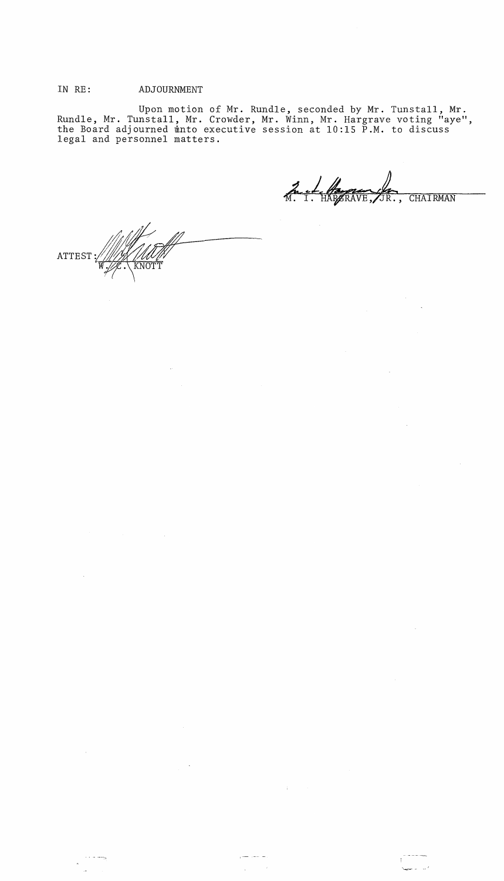IN RE: ADJOURNMENT

Upon motion of Mr. Rundle, seconded by Mr. Tunstall, Mr. Rundle, Mr. Tunstall, Mr. Crowder, Mr. Winn, Mr. Hargrave voting "aye", the Board adjourned into executive session at 10:15 P.M. to discuss legal and personnel matters.

M. I. HARGRAVE, JR., CHAIRMAN

ATTEST: W. C. KNOTT